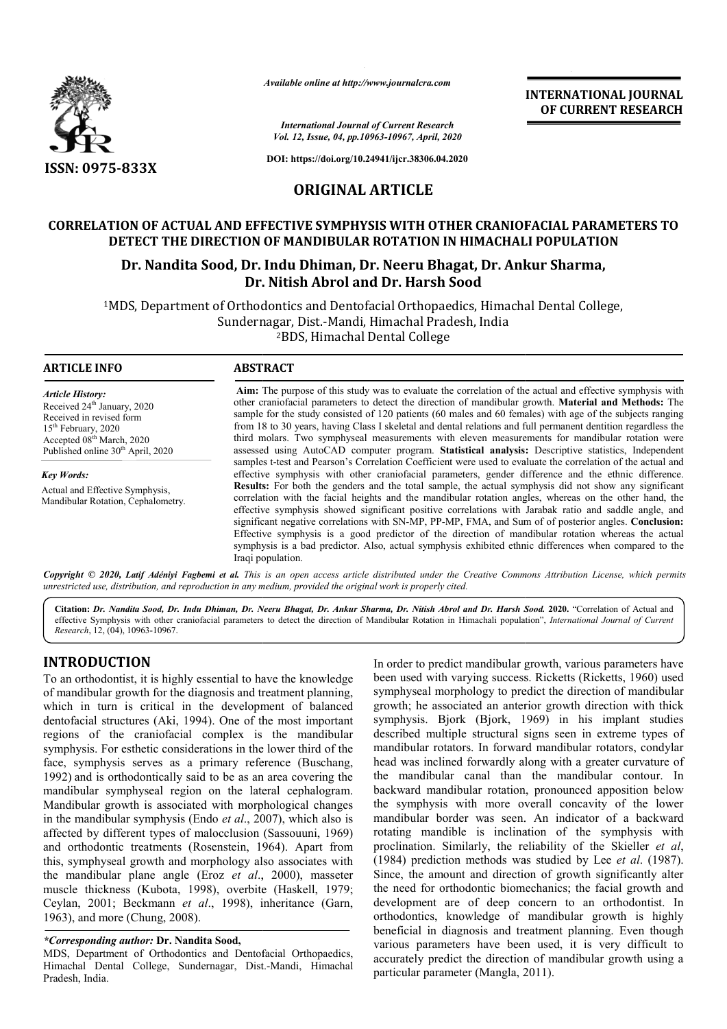*Available online at http://www.journalcra.com*

*International Journal of Current Research*
*Vol. 12, Issue, 04, pp.10963-10967, April, 2020*

**DOI: https://doi.org/10.24941/ijcr.38306.04.2020**

**ISSN: 0975-833X**

**INTERNATIONAL JOURNAL OF CURRENT RESEARCH**

# ORIGINAL ARTICLE

## CORRELATION OF ACTUAL AND EFFECTIVE SYMPHYSIS WITH OTHER CRANIOFACIAL PARAMETERS TO DETECT THE DIRECTION OF MANDIBULAR ROTATION IN HIMACHALI POPULATION

**Dr. Nandita Sood, Dr. Indu Dhiman, Dr. Neeru Bhagat, Dr. Ankur Sharma, Dr. Nitish Abrol and Dr. Harsh Sood**

[1]MDS, Department of Orthodontics and Dentofacial Orthopaedics, Himachal Dental College, Sundernagar, Dist.-Mandi, Himachal Pradesh, India

[2]BDS, Himachal Dental College

**ARTICLE INFO**

*Article History:*
Received 24th January, 2020
Received in revised form
15th February, 2020
Accepted 08th March, 2020
Published online 30th April, 2020

*Key Words:*
Actual and Effective Symphysis, Mandibular Rotation, Cephalometry.

**ABSTRACT**

**Aim:** The purpose of this study was to evaluate the correlation of the actual and effective symphysis with other craniofacial parameters to detect the direction of mandibular growth. **Material and Methods:** The sample for the study consisted of 120 patients (60 males and 60 females) with age of the subjects ranging from 18 to 30 years, having Class I skeletal and dental relations and full permanent dentition regardless the third molars. Two symphyseal measurements with eleven measurements for mandibular rotation were assessed using AutoCAD computer program. **Statistical analysis:** Descriptive statistics, Independent samples t-test and Pearson's Correlation Coefficient were used to evaluate the correlation of the actual and effective symphysis with other craniofacial parameters, gender difference and the ethnic difference. **Results:** For both the genders and the total sample, the actual symphysis did not show any significant correlation with the facial heights and the mandibular rotation angles, whereas on the other hand, the effective symphysis showed significant positive correlations with Jarabak ratio and saddle angle, and significant negative correlations with SN-MP, PP-MP, FMA, and Sum of of posterior angles. **Conclusion:** Effective symphysis is a good predictor of the direction of mandibular rotation whereas the actual symphysis is a bad predictor. Also, actual symphysis exhibited ethnic differences when compared to the Iraqi population.

*Copyright © 2020, Latif Adéniyi Fagbemi et al. This is an open access article distributed under the Creative Commons Attribution License, which permits unrestricted use, distribution, and reproduction in any medium, provided the original work is properly cited.*

**Citation:** *Dr. Nandita Sood, Dr. Indu Dhiman, Dr. Neeru Bhagat, Dr. Ankur Sharma, Dr. Nitish Abrol and Dr. Harsh Sood.* **2020.** "Correlation of Actual and effective Symphysis with other craniofacial parameters to detect the direction of Mandibular Rotation in Himachali population", *International Journal of Current Research*, 12, (04), 10963-10967.

## INTRODUCTION

To an orthodontist, it is highly essential to have the knowledge of mandibular growth for the diagnosis and treatment planning, which in turn is critical in the development of balanced dentofacial structures (Aki, 1994). One of the most important regions of the craniofacial complex is the mandibular symphysis. For esthetic considerations in the lower third of the face, symphysis serves as a primary reference (Buschang, 1992) and is orthodontically said to be as an area covering the mandibular symphyseal region on the lateral cephalogram. Mandibular growth is associated with morphological changes in the mandibular symphysis (Endo *et al*., 2007), which also is affected by different types of malocclusion (Sassouuni, 1969) and orthodontic treatments (Rosenstein, 1964). Apart from this, symphyseal growth and morphology also associates with the mandibular plane angle (Eroz *et al*., 2000), masseter muscle thickness (Kubota, 1998), overbite (Haskell, 1979; Ceylan, 2001; Beckmann *et al*., 1998), inheritance (Garn, 1963), and more (Chung, 2008).

In order to predict mandibular growth, various parameters have been used with varying success. Ricketts (Ricketts, 1960) used symphyseal morphology to predict the direction of mandibular growth; he associated an anterior growth direction with thick symphysis. Bjork (Bjork, 1969) in his implant studies described multiple structural signs seen in extreme types of mandibular rotators. In forward mandibular rotators, condylar head was inclined forwardly along with a greater curvature of the mandibular canal than the mandibular contour. In backward mandibular rotation, pronounced apposition below the symphysis with more overall concavity of the lower mandibular border was seen. An indicator of a backward rotating mandible is inclination of the symphysis with proclination. Similarly, the reliability of the Skieller *et al*, (1984) prediction methods was studied by Lee *et al*. (1987). Since, the amount and direction of growth significantly alter the need for orthodontic biomechanics; the facial growth and development are of deep concern to an orthodontist. In orthodontics, knowledge of mandibular growth is highly beneficial in diagnosis and treatment planning. Even though various parameters have been used, it is very difficult to accurately predict the direction of mandibular growth using a particular parameter (Mangla, 2011).

***Corresponding author:* Dr. Nandita Sood,**
MDS, Department of Orthodontics and Dentofacial Orthopaedics, Himachal Dental College, Sundernagar, Dist.-Mandi, Himachal Pradesh, India.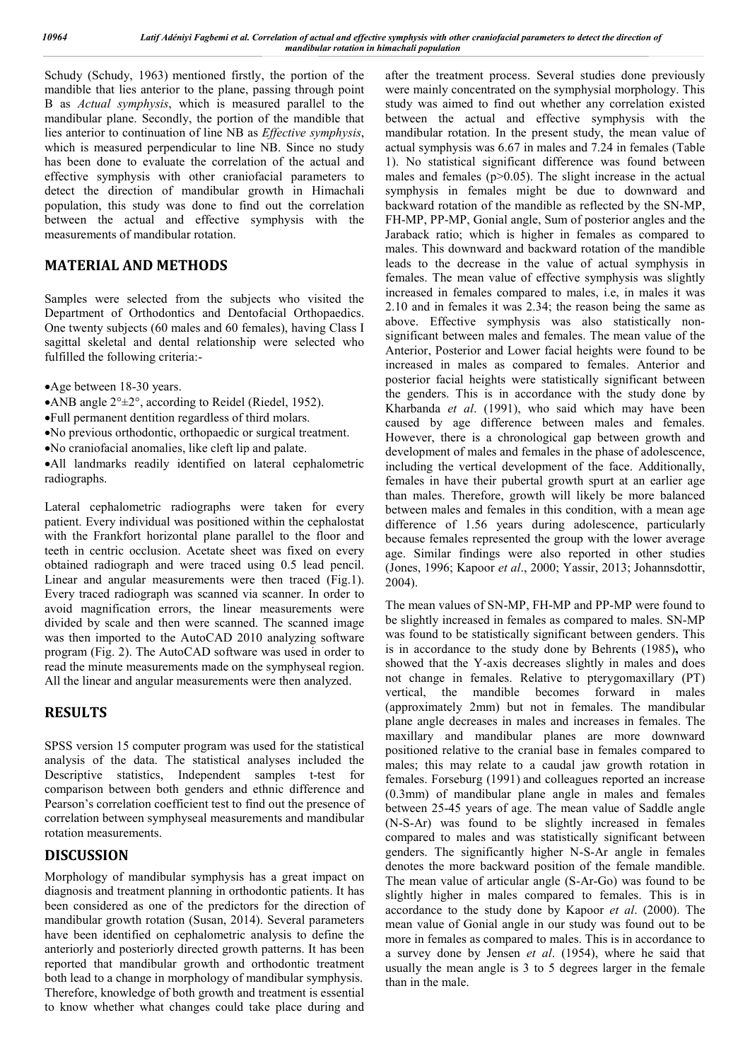Schudy (Schudy, 1963) mentioned firstly, the portion of the mandible that lies anterior to the plane, passing through point B as *Actual symphysis*, which is measured parallel to the mandibular plane. Secondly, the portion of the mandible that lies anterior to continuation of line NB as *Effective symphysis*, which is measured perpendicular to line NB. Since no study has been done to evaluate the correlation of the actual and effective symphysis with other craniofacial parameters to detect the direction of mandibular growth in Himachali population, this study was done to find out the correlation between the actual and effective symphysis with the measurements of mandibular rotation.

## MATERIAL AND METHODS

Samples were selected from the subjects who visited the Department of Orthodontics and Dentofacial Orthopaedics. One twenty subjects (60 males and 60 females), having Class I sagittal skeletal and dental relationship were selected who fulfilled the following criteria:-

- Age between 18-30 years.
- ANB angle 2°±2°, according to Reidel (Riedel, 1952).
- Full permanent dentition regardless of third molars.
- No previous orthodontic, orthopaedic or surgical treatment.
- No craniofacial anomalies, like cleft lip and palate.
- All landmarks readily identified on lateral cephalometric radiographs.

Lateral cephalometric radiographs were taken for every patient. Every individual was positioned within the cephalostat with the Frankfort horizontal plane parallel to the floor and teeth in centric occlusion. Acetate sheet was fixed on every obtained radiograph and were traced using 0.5 lead pencil. Linear and angular measurements were then traced (Fig.1). Every traced radiograph was scanned via scanner. In order to avoid magnification errors, the linear measurements were divided by scale and then were scanned. The scanned image was then imported to the AutoCAD 2010 analyzing software program (Fig. 2). The AutoCAD software was used in order to read the minute measurements made on the symphyseal region. All the linear and angular measurements were then analyzed.

## RESULTS

SPSS version 15 computer program was used for the statistical analysis of the data. The statistical analyses included the Descriptive statistics, Independent samples t-test for comparison between both genders and ethnic difference and Pearson's correlation coefficient test to find out the presence of correlation between symphyseal measurements and mandibular rotation measurements.

## DISCUSSION

Morphology of mandibular symphysis has a great impact on diagnosis and treatment planning in orthodontic patients. It has been considered as one of the predictors for the direction of mandibular growth rotation (Susan, 2014). Several parameters have been identified on cephalometric analysis to define the anteriorly and posteriorly directed growth patterns. It has been reported that mandibular growth and orthodontic treatment both lead to a change in morphology of mandibular symphysis. Therefore, knowledge of both growth and treatment is essential to know whether what changes could take place during and after the treatment process. Several studies done previously were mainly concentrated on the symphysial morphology. This study was aimed to find out whether any correlation existed between the actual and effective symphysis with the mandibular rotation. In the present study, the mean value of actual symphysis was 6.67 in males and 7.24 in females (Table 1). No statistical significant difference was found between males and females ($p>0.05$). The slight increase in the actual symphysis in females might be due to downward and backward rotation of the mandible as reflected by the SN-MP, FH-MP, PP-MP, Gonial angle, Sum of posterior angles and the Jaraback ratio; which is higher in females as compared to males. This downward and backward rotation of the mandible leads to the decrease in the value of actual symphysis in females. The mean value of effective symphysis was slightly increased in females compared to males, i.e, in males it was 2.10 and in females it was 2.34; the reason being the same as above. Effective symphysis was also statistically non-significant between males and females. The mean value of the Anterior, Posterior and Lower facial heights were found to be increased in males as compared to females. Anterior and posterior facial heights were statistically significant between the genders. This is in accordance with the study done by Kharbanda *et al*. (1991), who said which may have been caused by age difference between males and females. However, there is a chronological gap between growth and development of males and females in the phase of adolescence, including the vertical development of the face. Additionally, females in have their pubertal growth spurt at an earlier age than males. Therefore, growth will likely be more balanced between males and females in this condition, with a mean age difference of 1.56 years during adolescence, particularly because females represented the group with the lower average age. Similar findings were also reported in other studies (Jones, 1996; Kapoor *et al*., 2000; Yassir, 2013; Johannsdottir, 2004).

The mean values of SN-MP, FH-MP and PP-MP were found to be slightly increased in females as compared to males. SN-MP was found to be statistically significant between genders. This is in accordance to the study done by Behrents (1985)**,** who showed that the Y-axis decreases slightly in males and does not change in females. Relative to pterygomaxillary (PT) vertical, the mandible becomes forward in males (approximately 2mm) but not in females. The mandibular plane angle decreases in males and increases in females. The maxillary and mandibular planes are more downward positioned relative to the cranial base in females compared to males; this may relate to a caudal jaw growth rotation in females. Forseburg (1991) and colleagues reported an increase (0.3mm) of mandibular plane angle in males and females between 25-45 years of age. The mean value of Saddle angle (N-S-Ar) was found to be slightly increased in females compared to males and was statistically significant between genders. The significantly higher N-S-Ar angle in females denotes the more backward position of the female mandible. The mean value of articular angle (S-Ar-Go) was found to be slightly higher in males compared to females. This is in accordance to the study done by Kapoor *et al*. (2000). The mean value of Gonial angle in our study was found out to be more in females as compared to males. This is in accordance to a survey done by Jensen *et al*. (1954), where he said that usually the mean angle is 3 to 5 degrees larger in the female than in the male.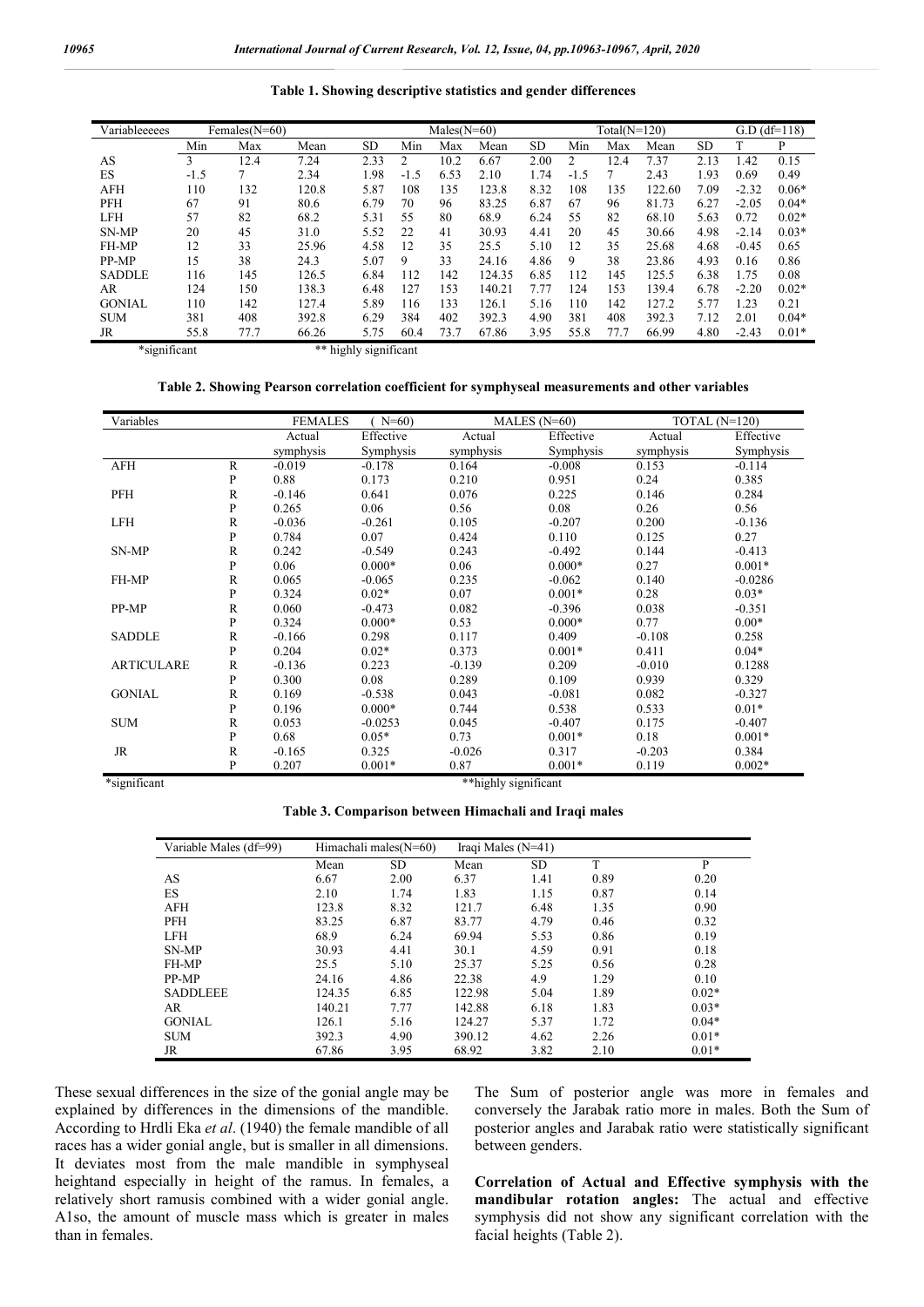**Table 1. Showing descriptive statistics and gender differences**

| Variableeeees | Females(N=60) | | | | Males(N=60) | | | | Total(N=120) | | | | G.D (df=118) | |
|---|---|---|---|---|---|---|---|---|---|---|---|---|---|---|
| | Min | Max | Mean | SD | Min | Max | Mean | SD | Min | Max | Mean | SD | T | P |
| AS | 3 | 12.4 | 7.24 | 2.33 | 2 | 10.2 | 6.67 | 2.00 | 2 | 12.4 | 7.37 | 2.13 | 1.42 | 0.15 |
| ES | -1.5 | 7 | 2.34 | 1.98 | -1.5 | 6.53 | 2.10 | 1.74 | -1.5 | 7 | 2.43 | 1.93 | 0.69 | 0.49 |
| AFH | 110 | 132 | 120.8 | 5.87 | 108 | 135 | 123.8 | 8.32 | 108 | 135 | 122.60 | 7.09 | -2.32 | 0.06* |
| PFH | 67 | 91 | 80.6 | 6.79 | 70 | 96 | 83.25 | 6.87 | 67 | 96 | 81.73 | 6.27 | -2.05 | 0.04* |
| LFH | 57 | 82 | 68.2 | 5.31 | 55 | 80 | 68.9 | 6.24 | 55 | 82 | 68.10 | 5.63 | 0.72 | 0.02* |
| SN-MP | 20 | 45 | 31.0 | 5.52 | 22 | 41 | 30.93 | 4.41 | 20 | 45 | 30.66 | 4.98 | -2.14 | 0.03* |
| FH-MP | 12 | 33 | 25.96 | 4.58 | 12 | 35 | 25.5 | 5.10 | 12 | 35 | 25.68 | 4.68 | -0.45 | 0.65 |
| PP-MP | 15 | 38 | 24.3 | 5.07 | 9 | 33 | 24.16 | 4.86 | 9 | 38 | 23.86 | 4.93 | 0.16 | 0.86 |
| SADDLE | 116 | 145 | 126.5 | 6.84 | 112 | 142 | 124.35 | 6.85 | 112 | 145 | 125.5 | 6.38 | 1.75 | 0.08 |
| AR | 124 | 150 | 138.3 | 6.48 | 127 | 153 | 140.21 | 7.77 | 124 | 153 | 139.4 | 6.78 | -2.20 | 0.02* |
| GONIAL | 110 | 142 | 127.4 | 5.89 | 116 | 133 | 126.1 | 5.16 | 110 | 142 | 127.2 | 5.77 | 1.23 | 0.21 |
| SUM | 381 | 408 | 392.8 | 6.29 | 384 | 402 | 392.3 | 4.90 | 381 | 408 | 392.3 | 7.12 | 2.01 | 0.04* |
| JR | 55.8 | 77.7 | 66.26 | 5.75 | 60.4 | 73.7 | 67.86 | 3.95 | 55.8 | 77.7 | 66.99 | 4.80 | -2.43 | 0.01* |

*significant ** highly significant

**Table 2. Showing Pearson correlation coefficient for symphyseal measurements and other variables**

| Variables | | FEMALES (N=60) | | MALES (N=60) | | TOTAL (N=120) | |
|---|---|---|---|---|---|---|---|
| | | Actual symphysis | Effective Symphysis | Actual symphysis | Effective Symphysis | Actual symphysis | Effective Symphysis |
| AFH | R | -0.019 | -0.178 | 0.164 | -0.008 | 0.153 | -0.114 |
| | P | 0.88 | 0.173 | 0.210 | 0.951 | 0.24 | 0.385 |
| PFH | R | -0.146 | 0.641 | 0.076 | 0.225 | 0.146 | 0.284 |
| | P | 0.265 | 0.06 | 0.56 | 0.08 | 0.26 | 0.56 |
| LFH | R | -0.036 | -0.261 | 0.105 | -0.207 | 0.200 | -0.136 |
| | P | 0.784 | 0.07 | 0.424 | 0.110 | 0.125 | 0.27 |
| SN-MP | R | 0.242 | -0.549 | 0.243 | -0.492 | 0.144 | -0.413 |
| | P | 0.06 | 0.000* | 0.06 | 0.000* | 0.27 | 0.001* |
| FH-MP | R | 0.065 | -0.065 | 0.235 | -0.062 | 0.140 | -0.0286 |
| | P | 0.324 | 0.02* | 0.07 | 0.001* | 0.28 | 0.03* |
| PP-MP | R | 0.060 | -0.473 | 0.082 | -0.396 | 0.038 | -0.351 |
| | P | 0.324 | 0.000* | 0.53 | 0.000* | 0.77 | 0.00* |
| SADDLE | R | -0.166 | 0.298 | 0.117 | 0.409 | -0.108 | 0.258 |
| | P | 0.204 | 0.02* | 0.373 | 0.001* | 0.411 | 0.04* |
| ARTICULARE | R | -0.136 | 0.223 | -0.139 | 0.209 | -0.010 | 0.1288 |
| | P | 0.300 | 0.08 | 0.289 | 0.109 | 0.939 | 0.329 |
| GONIAL | R | 0.169 | -0.538 | 0.043 | -0.081 | 0.082 | -0.327 |
| | P | 0.196 | 0.000* | 0.744 | 0.538 | 0.533 | 0.01* |
| SUM | R | 0.053 | -0.0253 | 0.045 | -0.407 | 0.175 | -0.407 |
| | P | 0.68 | 0.05* | 0.73 | 0.001* | 0.18 | 0.001* |
| JR | R | -0.165 | 0.325 | -0.026 | 0.317 | -0.203 | 0.384 |
| | P | 0.207 | 0.001* | 0.87 | 0.001* | 0.119 | 0.002* |

*significant **highly significant

**Table 3. Comparison between Himachali and Iraqi males**

| Variable Males (df=99) | Himachali males(N=60) | | Iraqi Males (N=41) | | | |
|---|---|---|---|---|---|---|
| | Mean | SD | Mean | SD | T | P |
| AS | 6.67 | 2.00 | 6.37 | 1.41 | 0.89 | 0.20 |
| ES | 2.10 | 1.74 | 1.83 | 1.15 | 0.87 | 0.14 |
| AFH | 123.8 | 8.32 | 121.7 | 6.48 | 1.35 | 0.90 |
| PFH | 83.25 | 6.87 | 83.77 | 4.79 | 0.46 | 0.32 |
| LFH | 68.9 | 6.24 | 69.94 | 5.53 | 0.86 | 0.19 |
| SN-MP | 30.93 | 4.41 | 30.1 | 4.59 | 0.91 | 0.18 |
| FH-MP | 25.5 | 5.10 | 25.37 | 5.25 | 0.56 | 0.28 |
| PP-MP | 24.16 | 4.86 | 22.38 | 4.9 | 1.29 | 0.10 |
| SADDLEEE | 124.35 | 6.85 | 122.98 | 5.04 | 1.89 | 0.02* |
| AR | 140.21 | 7.77 | 142.88 | 6.18 | 1.83 | 0.03* |
| GONIAL | 126.1 | 5.16 | 124.27 | 5.37 | 1.72 | 0.04* |
| SUM | 392.3 | 4.90 | 390.12 | 4.62 | 2.26 | 0.01* |
| JR | 67.86 | 3.95 | 68.92 | 3.82 | 2.10 | 0.01* |

These sexual differences in the size of the gonial angle may be explained by differences in the dimensions of the mandible. According to Hrdli Eka *et al*. (1940) the female mandible of all races has a wider gonial angle, but is smaller in all dimensions. It deviates most from the male mandible in symphyseal heightand especially in height of the ramus. In females, a relatively short ramusis combined with a wider gonial angle. A1so, the amount of muscle mass which is greater in males than in females.

The Sum of posterior angle was more in females and conversely the Jarabak ratio more in males. Both the Sum of posterior angles and Jarabak ratio were statistically significant between genders.

**Correlation of Actual and Effective symphysis with the mandibular rotation angles:** The actual and effective symphysis did not show any significant correlation with the facial heights (Table 2).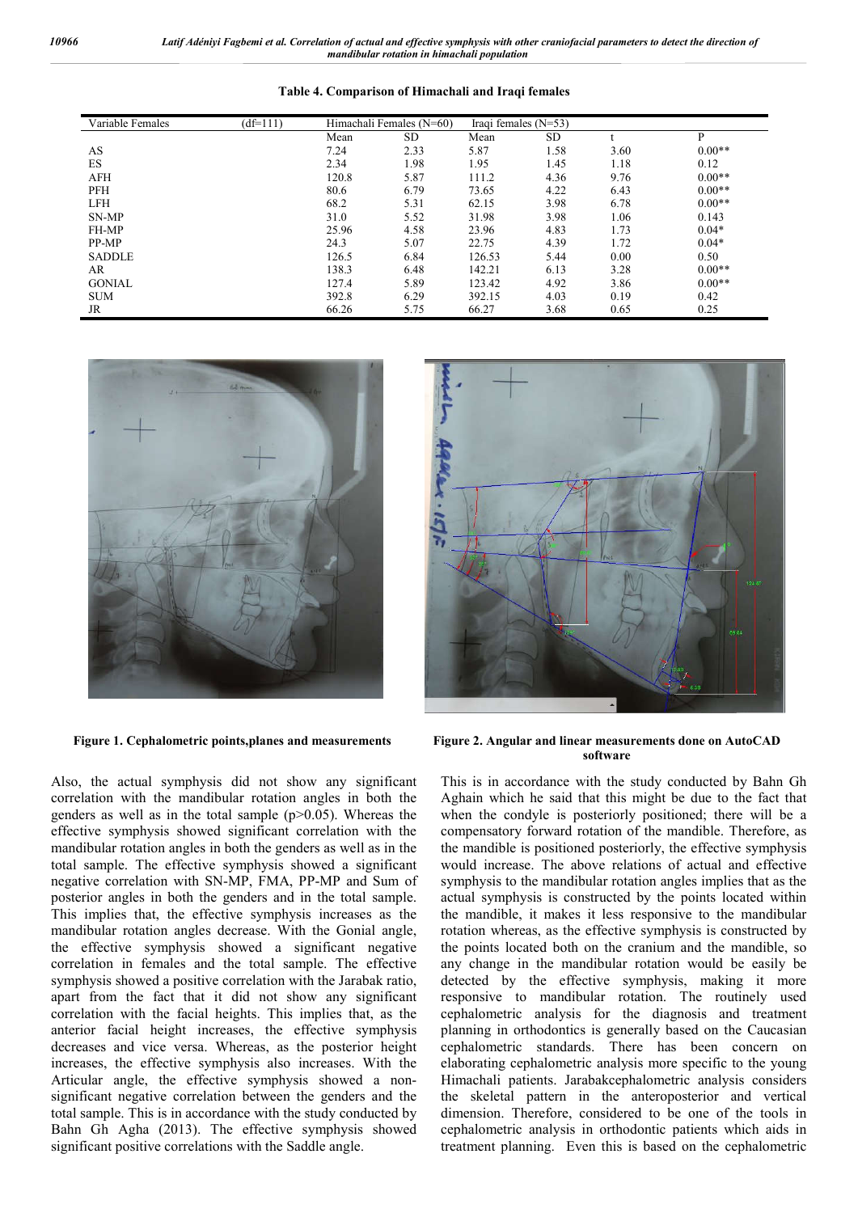**Table 4. Comparison of Himachali and Iraqi females**

| Variable Females | (df=111) | Himachali Females (N=60) | | Iraqi females (N=53) | | | |
|---|---|---|---|---|---|---|---|
| | | Mean | SD | Mean | SD | t | P |
| AS | | 7.24 | 2.33 | 5.87 | 1.58 | 3.60 | 0.00** |
| ES | | 2.34 | 1.98 | 1.95 | 1.45 | 1.18 | 0.12 |
| AFH | | 120.8 | 5.87 | 111.2 | 4.36 | 9.76 | 0.00** |
| PFH | | 80.6 | 6.79 | 73.65 | 4.22 | 6.43 | 0.00** |
| LFH | | 68.2 | 5.31 | 62.15 | 3.98 | 6.78 | 0.00** |
| SN-MP | | 31.0 | 5.52 | 31.98 | 3.98 | 1.06 | 0.143 |
| FH-MP | | 25.96 | 4.58 | 23.96 | 4.83 | 1.73 | 0.04* |
| PP-MP | | 24.3 | 5.07 | 22.75 | 4.39 | 1.72 | 0.04* |
| SADDLE | | 126.5 | 6.84 | 126.53 | 5.44 | 0.00 | 0.50 |
| AR | | 138.3 | 6.48 | 142.21 | 6.13 | 3.28 | 0.00** |
| GONIAL | | 127.4 | 5.89 | 123.42 | 4.92 | 3.86 | 0.00** |
| SUM | | 392.8 | 6.29 | 392.15 | 4.03 | 0.19 | 0.42 |
| JR | | 66.26 | 5.75 | 66.27 | 3.68 | 0.65 | 0.25 |

**Figure 1. Cephalometric points,planes and measurements**

**Figure 2. Angular and linear measurements done on AutoCAD software**

Also, the actual symphysis did not show any significant correlation with the mandibular rotation angles in both the genders as well as in the total sample (p>0.05). Whereas the effective symphysis showed significant correlation with the mandibular rotation angles in both the genders as well as in the total sample. The effective symphysis showed a significant negative correlation with SN-MP, FMA, PP-MP and Sum of posterior angles in both the genders and in the total sample. This implies that, the effective symphysis increases as the mandibular rotation angles decrease. With the Gonial angle, the effective symphysis showed a significant negative correlation in females and the total sample. The effective symphysis showed a positive correlation with the Jarabak ratio, apart from the fact that it did not show any significant correlation with the facial heights. This implies that, as the anterior facial height increases, the effective symphysis decreases and vice versa. Whereas, as the posterior height increases, the effective symphysis also increases. With the Articular angle, the effective symphysis showed a non-significant negative correlation between the genders and the total sample. This is in accordance with the study conducted by Bahn Gh Agha (2013). The effective symphysis showed significant positive correlations with the Saddle angle.

This is in accordance with the study conducted by Bahn Gh Aghain which he said that this might be due to the fact that when the condyle is posteriorly positioned; there will be a compensatory forward rotation of the mandible. Therefore, as the mandible is positioned posteriorly, the effective symphysis would increase. The above relations of actual and effective symphysis to the mandibular rotation angles implies that as the actual symphysis is constructed by the points located within the mandible, it makes it less responsive to the mandibular rotation whereas, as the effective symphysis is constructed by the points located both on the cranium and the mandible, so any change in the mandibular rotation would be easily be detected by the effective symphysis, making it more responsive to mandibular rotation. The routinely used cephalometric analysis for the diagnosis and treatment planning in orthodontics is generally based on the Caucasian cephalometric standards. There has been concern on elaborating cephalometric analysis more specific to the young Himachali patients. Jarabakcephalometric analysis considers the skeletal pattern in the anteroposterior and vertical dimension. Therefore, considered to be one of the tools in cephalometric analysis in orthodontic patients which aids in treatment planning. Even this is based on the cephalometric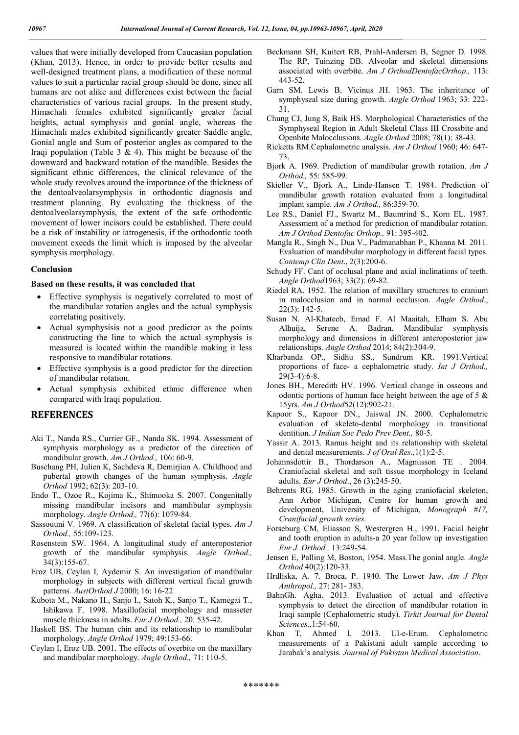values that were initially developed from Caucasian population (Khan, 2013). Hence, in order to provide better results and well-designed treatment plans, a modification of these normal values to suit a particular racial group should be done, since all humans are not alike and differences exist between the facial characteristics of various racial groups. In the present study, Himachali females exhibited significantly greater facial heights, actual symphysis and gonial angle, whereas the Himachali males exhibited significantly greater Saddle angle, Gonial angle and Sum of posterior angles as compared to the Iraqi population (Table 3 & 4). This might be because of the downward and backward rotation of the mandible. Besides the significant ethnic differences, the clinical relevance of the whole study revolves around the importance of the thickness of the dentoalveolarsymphysis in orthodontic diagnosis and treatment planning. By evaluating the thickness of the dentoalveolarsymphysis, the extent of the safe orthodontic movement of lower incisors could be established. There could be a risk of instability or iatrogenesis, if the orthodontic tooth movement exeeds the limit which is imposed by the alveolar symphysis morphology.

### Conclusion

**Based on these results, it was concluded that**

- Effective symphysis is negatively correlated to most of the mandibular rotation angles and the actual symphysis correlating positively.
- Actual symphysisis not a good predictor as the points constructing the line to which the actual symphysis is measured is located within the mandible making it less responsive to mandibular rotations.
- Effective symphysis is a good predictor for the direction of mandibular rotation.
- Actual symphysis exhibited ethnic difference when compared with Iraqi population.

## REFERENCES

Aki T., Nanda RS., Currier GF., Nanda SK. 1994. Assessment of symphysis morphology as a predictor of the direction of mandibular growth. *Am J Orthod.,* 106: 60-9.

Buschang PH, Julien K, Sachdeva R, Demirjian A. Childhood and pubertal growth changes of the human symphysis. *Angle Orthod* 1992; 62(3): 203-10.

Endo T., Ozoe R., Kojima K., Shimooka S. 2007. Congenitally missing mandibular incisors and mandibular symphysis morphology. *Angle Orthod.,* 77(6): 1079-84.

Sassouuni V. 1969. A classification of skeletal facial types. *Am J Orthod.,* 55:109-123.

Rosenstein SW. 1964. A longitudinal study of anteroposterior growth of the mandibular symphysis*. Angle Orthod.,* 34(3):155-67.

Eroz UB, Ceylan I, Aydemir S. An investigation of mandibular morphology in subjects with different vertical facial growth patterns. *AustOrthod J* 2000; 16: 16-22

Kubota M., Nakano H., Sanjo I., Satoh K., Sanjo T., Kamegai T., Ishikawa F. 1998. Maxillofacial morphology and masseter muscle thickness in adults. *Eur J Orthod.,* 20: 535-42.

Haskell BS. The human chin and its relationship to mandibular morphology. *Angle Orthod* 1979; 49:153-66.

Ceylan I, Eroz UB. 2001. The effects of overbite on the maxillary and mandibular morphology. *Angle Orthod.,* 71: 110-5.

Beckmann SH, Kuitert RB, Prahl-Andersen B, Segner D. 1998. The RP, Tuinzing DB. Alveolar and skeletal dimensions associated with overbite. *Am J OrthodDentofacOrthop.,* 113: 443-52.

Garn SM, Lewis B, Vicinus JH. 1963. The inheritance of symphyseal size during growth. *Angle Orthod* 1963; 33: 222-31.

Chung CJ, Jung S, Baik HS. Morphological Characteristics of the Symphyseal Region in Adult Skeletal Class III Crossbite and Openbite Malocclusions. *Angle Orthod* 2008; 78(1): 38-43.

Ricketts RM.Cephalometric analysis. *Am J Orthod* 1960; 46: 647-73.

Bjork A. 1969. Prediction of mandibular growth rotation. *Am J Orthod.,* 55: 585-99.

Skieller V., Bjork A., Linde-Hansen T. 1984. Prediction of mandibular growth rotation evaluated from a longitudinal implant sample. *Am J Orthod.,* 86:359-70.

Lee RS., Daniel FJ., Swartz M., Baumrind S., Korn EL. 1987. Assessment of a method for prediction of mandibular rotation. *Am J Orthod Dentofac Orthop.,* 91: 395-402.

Mangla R., Singh N., Dua V., Padmanabhan P., Khanna M. 2011. Evaluation of mandibular morphology in different facial types. *Contemp Clin Dent*., 2(3):200-6.

Schudy FF. Cant of occlusal plane and axial inclinations of teeth. *Angle Orthod*1963; 33(2): 69-82.

Riedel RA. 1952. The relation of maxillary structures to cranium in malocclusion and in normal occlusion. *Angle Orthod*., 22(3): 142-5.

Susan N. Al-Khateeb, Emad F. Al Maaitah, Elham S. Abu Alhuija, Serene A. Badran. Mandibular symphysis morphology and dimensions in different anteroposterior jaw relationships. *Angle Orthod* 2014; 84(2):304-9.

Kharbanda OP., Sidhu SS., Sundrum KR. 1991.Vertical proportions of face- a cephalometric study. *Int J Orthod.,* 29(3-4):6-8.

Jones BH., Meredith HV. 1996. Vertical change in osseous and odontic portions of human face height between the age of 5 & 15yrs. *Am J Orthod*52(12):902-21.

Kapoor S., Kapoor DN., Jaiswal JN. 2000. Cephalometric evaluation of skeleto-dental morphology in transitional dentition. *J Indian Soc Pedo Prev Dent.,* 80-5.

Yassir A. 2013. Ramus height and its relationship with skeletal and dental measurements. *J of Oral Res.,*1(1):2-5.

Johannsdottir B., Thordarson A., Magnusson TE . 2004. Craniofacial skeletal and soft tissue morphology in Iceland adults. *Eur J Orthod*., 26 (3):245-50.

Behrents RG. 1985. Growth in the aging craniofacial skeleton, Ann Arbor Michigan, Centre for human growth and development, University of Michigan, *Monograph #17, Cranifacial growth series.*

Forseburg CM, Eliasson S, Westergren H., 1991. Facial height and tooth eruption in adults-a 20 year follow up investigation *Eur J. Orthod.,* 13:249-54.

Jensen E, Palling M, Boston, 1954. Mass.The gonial angle. *Angle Orthod* 40(2):120-33.

Hrdliska, A. 7. Broca, P. 1940. The Lower Jaw. *Am J Phys Anthropol.,* 27: 281- 383.

BahnGh. Agha. 2013. Evaluation of actual and effective symphysis to detect the direction of mandibular rotation in Iraqi sample (Cephalometric study). *Tirkit Journal for Dental Sciences.,*1:54-60.

Khan T, Ahmed I. 2013. Ul-e-Erum. Cephalometric measurements of a Pakistani adult sample according to Jarabak's analysis. *Journal of Pakistan Medical Association*.

\*\*\*\*\*\*\*